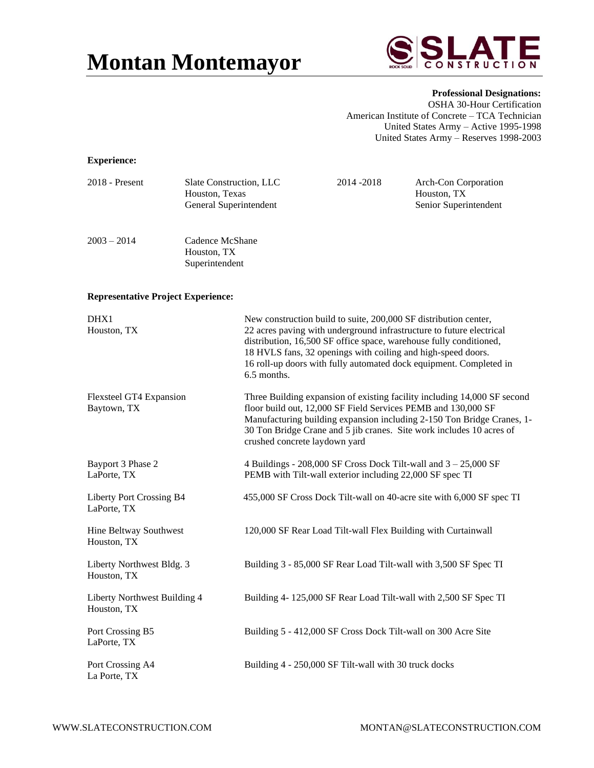# Montan Montemayor

SLATE CONSTRUCTION

**Professional Designations:**
OSHA 30-Hour Certification
American Institute of Concrete – TCA Technician
United States Army – Active 1995-1998
United States Army – Reserves 1998-2003

**Experience:**

| | | | |
|---|---|---|---|
| 2018 - Present | Slate Construction, LLC<br>Houston, Texas<br>General Superintendent | 2014 -2018 | Arch-Con Corporation<br>Houston, TX<br>Senior Superintendent |
| 2003 – 2014 | Cadence McShane<br>Houston, TX<br>Superintendent | | |

**Representative Project Experience:**

| | |
|---|---|
| DHX1<br>Houston, TX | New construction build to suite, 200,000 SF distribution center, 22 acres paving with underground infrastructure to future electrical distribution, 16,500 SF office space, warehouse fully conditioned, 18 HVLS fans, 32 openings with coiling and high-speed doors. 16 roll-up doors with fully automated dock equipment. Completed in 6.5 months. |
| Flexsteel GT4 Expansion<br>Baytown, TX | Three Building expansion of existing facility including 14,000 SF second floor build out, 12,000 SF Field Services PEMB and 130,000 SF Manufacturing building expansion including 2-150 Ton Bridge Cranes, 1-30 Ton Bridge Crane and 5 jib cranes. Site work includes 10 acres of crushed concrete laydown yard |
| Bayport 3 Phase 2<br>LaPorte, TX | 4 Buildings - 208,000 SF Cross Dock Tilt-wall and 3 – 25,000 SF PEMB with Tilt-wall exterior including 22,000 SF spec TI |
| Liberty Port Crossing B4<br>LaPorte, TX | 455,000 SF Cross Dock Tilt-wall on 40-acre site with 6,000 SF spec TI |
| Hine Beltway Southwest<br>Houston, TX | 120,000 SF Rear Load Tilt-wall Flex Building with Curtainwall |
| Liberty Northwest Bldg. 3<br>Houston, TX | Building 3 - 85,000 SF Rear Load Tilt-wall with 3,500 SF Spec TI |
| Liberty Northwest Building 4<br>Houston, TX | Building 4- 125,000 SF Rear Load Tilt-wall with 2,500 SF Spec TI |
| Port Crossing B5<br>LaPorte, TX | Building 5 - 412,000 SF Cross Dock Tilt-wall on 300 Acre Site |
| Port Crossing A4<br>La Porte, TX | Building 4 - 250,000 SF Tilt-wall with 30 truck docks |

WWW.SLATECONSTRUCTION.COM MONTAN@SLATECONSTRUCTION.COM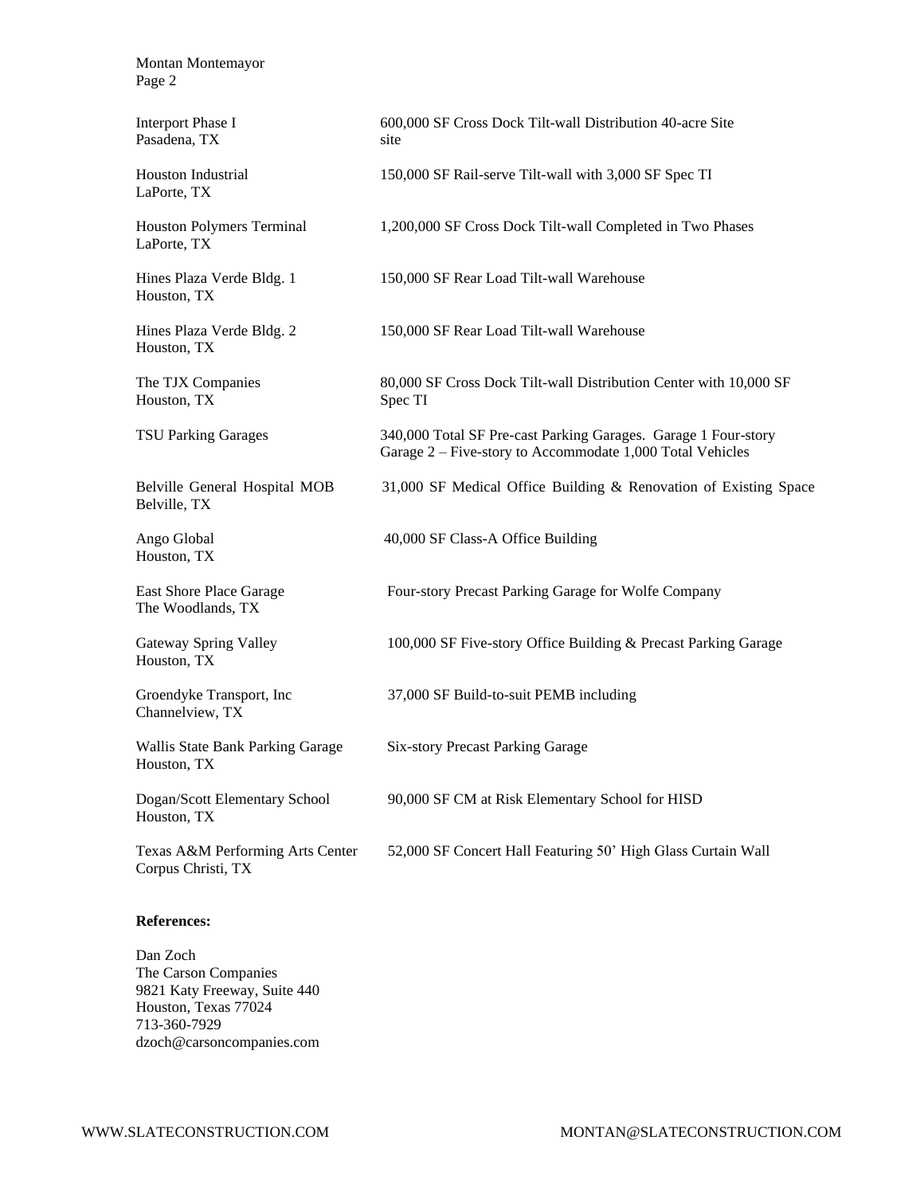| | |
|---|---|
| Interport Phase I<br>Pasadena, TX | 600,000 SF Cross Dock Tilt-wall Distribution 40-acre Site site |
| Houston Industrial<br>LaPorte, TX | 150,000 SF Rail-serve Tilt-wall with 3,000 SF Spec TI |
| Houston Polymers Terminal<br>LaPorte, TX | 1,200,000 SF Cross Dock Tilt-wall Completed in Two Phases |
| Hines Plaza Verde Bldg. 1<br>Houston, TX | 150,000 SF Rear Load Tilt-wall Warehouse |
| Hines Plaza Verde Bldg. 2<br>Houston, TX | 150,000 SF Rear Load Tilt-wall Warehouse |
| The TJX Companies<br>Houston, TX | 80,000 SF Cross Dock Tilt-wall Distribution Center with 10,000 SF Spec TI |
| TSU Parking Garages | 340,000 Total SF Pre-cast Parking Garages. Garage 1 Four-story Garage 2 – Five-story to Accommodate 1,000 Total Vehicles |
| Belville General Hospital MOB<br>Belville, TX | 31,000 SF Medical Office Building & Renovation of Existing Space |
| Ango Global<br>Houston, TX | 40,000 SF Class-A Office Building |
| East Shore Place Garage<br>The Woodlands, TX | Four-story Precast Parking Garage for Wolfe Company |
| Gateway Spring Valley<br>Houston, TX | 100,000 SF Five-story Office Building & Precast Parking Garage |
| Groendyke Transport, Inc<br>Channelview, TX | 37,000 SF Build-to-suit PEMB including |
| Wallis State Bank Parking Garage<br>Houston, TX | Six-story Precast Parking Garage |
| Dogan/Scott Elementary School<br>Houston, TX | 90,000 SF CM at Risk Elementary School for HISD |
| Texas A&M Performing Arts Center<br>Corpus Christi, TX | 52,000 SF Concert Hall Featuring 50' High Glass Curtain Wall |

**References:**

Dan Zoch
The Carson Companies
9821 Katy Freeway, Suite 440
Houston, Texas 77024
713-360-7929
dzoch@carsoncompanies.com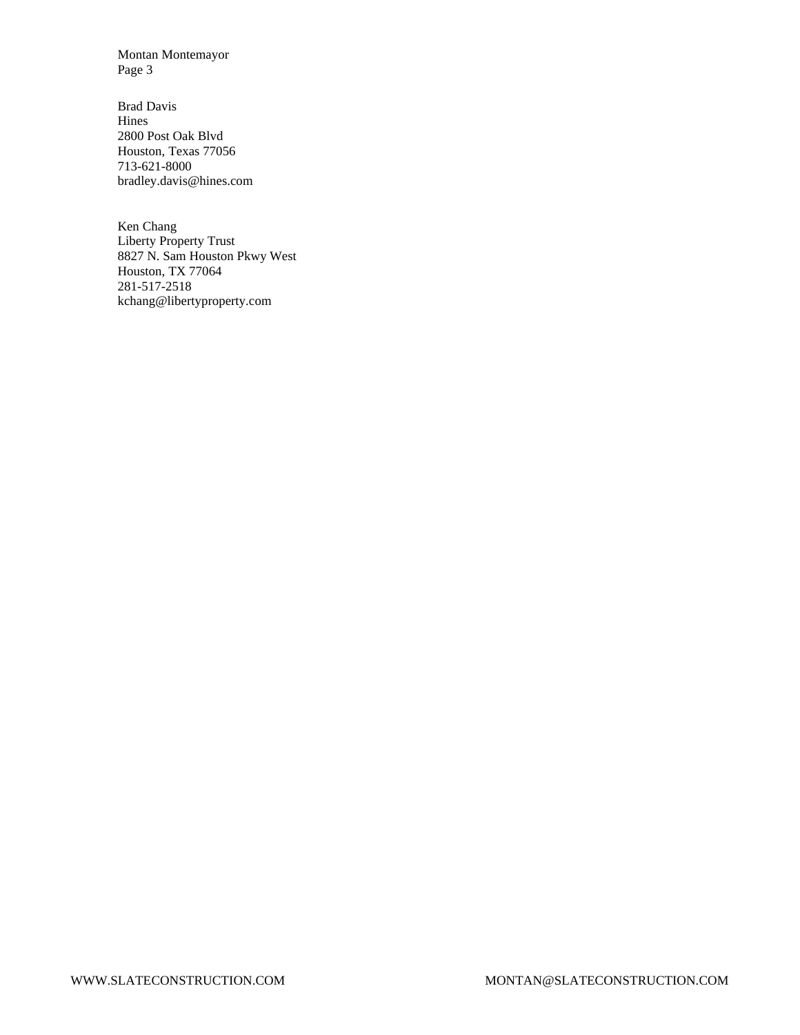Brad Davis
Hines
2800 Post Oak Blvd
Houston, Texas 77056
713-621-8000
bradley.davis@hines.com

Ken Chang
Liberty Property Trust
8827 N. Sam Houston Pkwy West
Houston, TX 77064
281-517-2518
kchang@libertyproperty.com